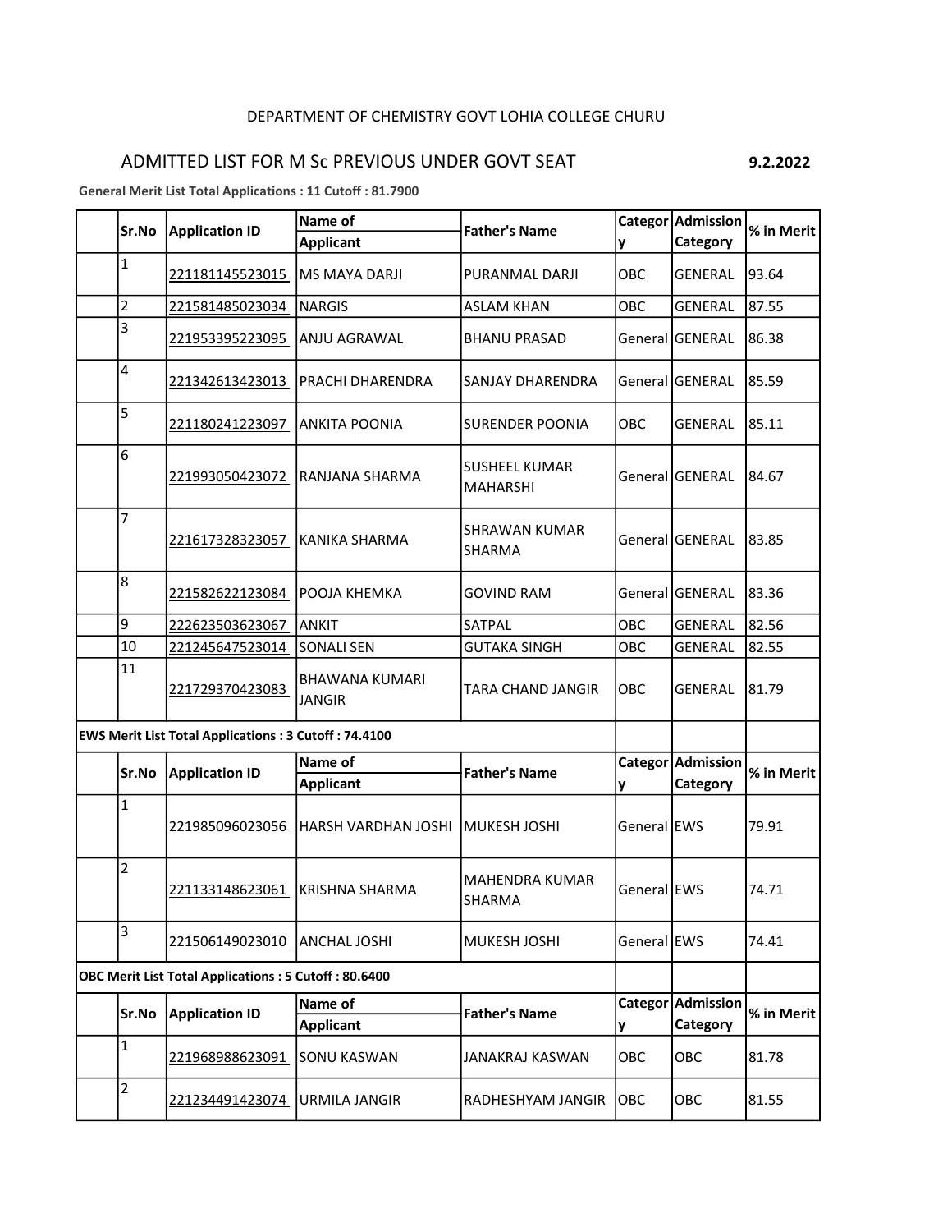DEPARTMENT OF CHEMISTRY GOVT LOHIA COLLEGE CHURU

## ADMITTED LIST FOR M Sc PREVIOUS UNDER GOVT SEAT

**9.2.2022**

**General Merit List Total Applications : 11 Cutoff : 81.7900**

| Sr.No | Application ID | Name of Applicant | Father's Name | Category | Admission Category | % in Merit |
|---|---|---|---|---|---|---|
| 1 | 221181145523015 | MS MAYA DARJI | PURANMAL DARJI | OBC | GENERAL | 93.64 |
| 2 | 221581485023034 | NARGIS | ASLAM KHAN | OBC | GENERAL | 87.55 |
| 3 | 221953395223095 | ANJU AGRAWAL | BHANU PRASAD | General | GENERAL | 86.38 |
| 4 | 221342613423013 | PRACHI DHARENDRA | SANJAY DHARENDRA | General | GENERAL | 85.59 |
| 5 | 221180241223097 | ANKITA POONIA | SURENDER POONIA | OBC | GENERAL | 85.11 |
| 6 | 221993050423072 | RANJANA SHARMA | SUSHEEL KUMAR MAHARSHI | General | GENERAL | 84.67 |
| 7 | 221617328323057 | KANIKA SHARMA | SHRAWAN KUMAR SHARMA | General | GENERAL | 83.85 |
| 8 | 221582622123084 | POOJA KHEMKA | GOVIND RAM | General | GENERAL | 83.36 |
| 9 | 222623503623067 | ANKIT | SATPAL | OBC | GENERAL | 82.56 |
| 10 | 221245647523014 | SONALI SEN | GUTAKA SINGH | OBC | GENERAL | 82.55 |
| 11 | 221729370423083 | BHAWANA KUMARI JANGIR | TARA CHAND JANGIR | OBC | GENERAL | 81.79 |

**EWS Merit List Total Applications : 3 Cutoff : 74.4100**

| Sr.No | Application ID | Name of Applicant | Father's Name | Category | Admission Category | % in Merit |
|---|---|---|---|---|---|---|
| 1 | 221985096023056 | HARSH VARDHAN JOSHI | MUKESH JOSHI | General | EWS | 79.91 |
| 2 | 221133148623061 | KRISHNA SHARMA | MAHENDRA KUMAR SHARMA | General | EWS | 74.71 |
| 3 | 221506149023010 | ANCHAL JOSHI | MUKESH JOSHI | General | EWS | 74.41 |

**OBC Merit List Total Applications : 5 Cutoff : 80.6400**

| Sr.No | Application ID | Name of Applicant | Father's Name | Category | Admission Category | % in Merit |
|---|---|---|---|---|---|---|
| 1 | 221968988623091 | SONU KASWAN | JANAKRAJ KASWAN | OBC | OBC | 81.78 |
| 2 | 221234491423074 | URMILA JANGIR | RADHESHYAM JANGIR | OBC | OBC | 81.55 |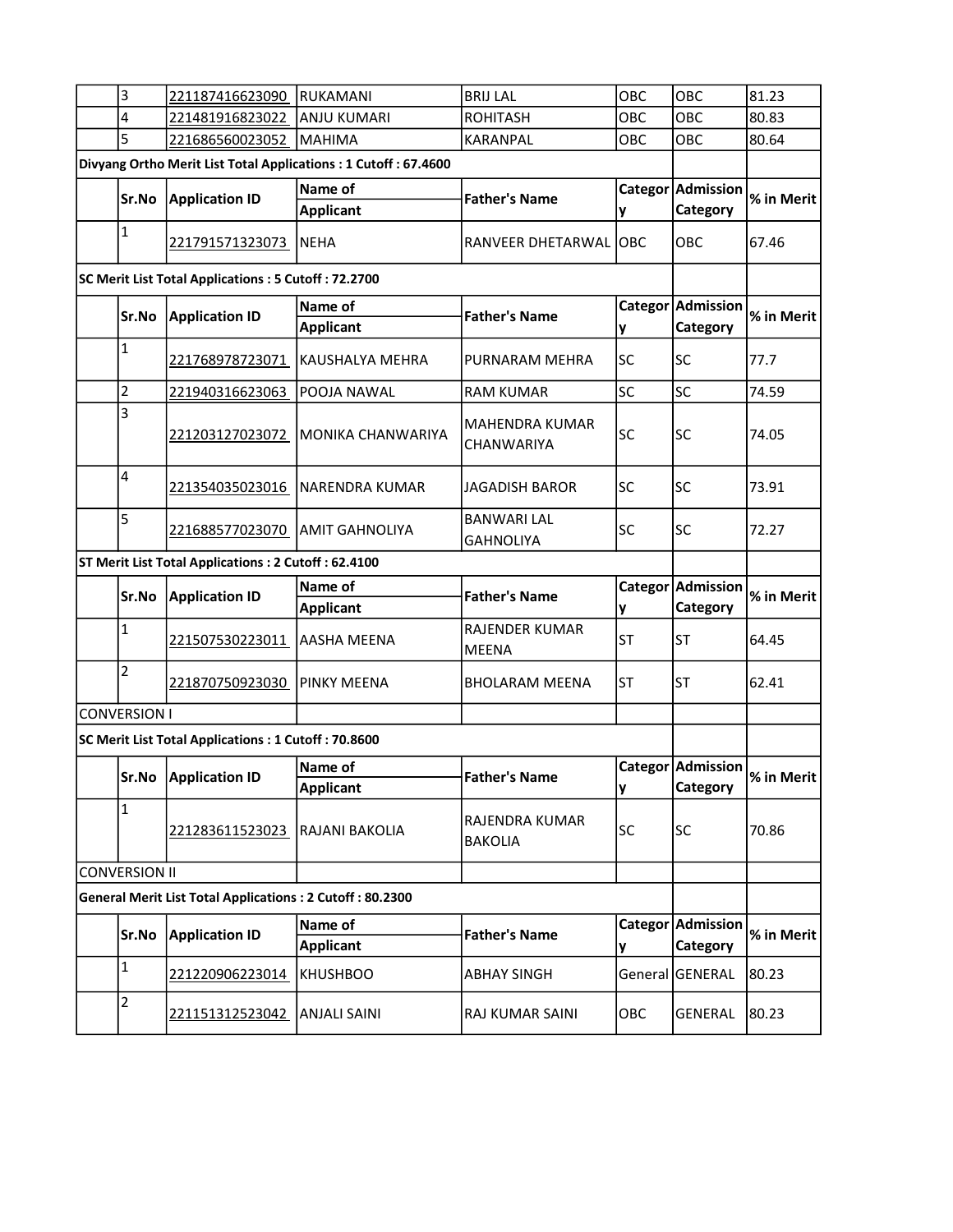| | Sr.No | Application ID | Name of Applicant | Father's Name | Category | Admission Category | % in Merit |
|---|---|---|---|---|---|---|---|
| | 3 | 221187416623090 | RUKAMANI | BRIJ LAL | OBC | OBC | 81.23 |
| | 4 | 221481916823022 | ANJU KUMARI | ROHITASH | OBC | OBC | 80.83 |
| | 5 | 221686560023052 | MAHIMA | KARANPAL | OBC | OBC | 80.64 |

**Divyang Ortho Merit List Total Applications : 1 Cutoff : 67.4600**

| | Sr.No | Application ID | Name of Applicant | Father's Name | Category | Admission Category | % in Merit |
|---|---|---|---|---|---|---|---|
| | 1 | 221791571323073 | NEHA | RANVEER DHETARWAL | OBC | OBC | 67.46 |

**SC Merit List Total Applications : 5 Cutoff : 72.2700**

| | Sr.No | Application ID | Name of Applicant | Father's Name | Category | Admission Category | % in Merit |
|---|---|---|---|---|---|---|---|
| | 1 | 221768978723071 | KAUSHALYA MEHRA | PURNARAM MEHRA | SC | SC | 77.7 |
| | 2 | 221940316623063 | POOJA NAWAL | RAM KUMAR | SC | SC | 74.59 |
| | 3 | 221203127023072 | MONIKA CHANWARIYA | MAHENDRA KUMAR CHANWARIYA | SC | SC | 74.05 |
| | 4 | 221354035023016 | NARENDRA KUMAR | JAGADISH BAROR | SC | SC | 73.91 |
| | 5 | 221688577023070 | AMIT GAHNOLIYA | BANWARI LAL GAHNOLIYA | SC | SC | 72.27 |

**ST Merit List Total Applications : 2 Cutoff : 62.4100**

| | Sr.No | Application ID | Name of Applicant | Father's Name | Category | Admission Category | % in Merit |
|---|---|---|---|---|---|---|---|
| | 1 | 221507530223011 | AASHA MEENA | RAJENDER KUMAR MEENA | ST | ST | 64.45 |
| | 2 | 221870750923030 | PINKY MEENA | BHOLARAM MEENA | ST | ST | 62.41 |

CONVERSION I

**SC Merit List Total Applications : 1 Cutoff : 70.8600**

| | Sr.No | Application ID | Name of Applicant | Father's Name | Category | Admission Category | % in Merit |
|---|---|---|---|---|---|---|---|
| | 1 | 221283611523023 | RAJANI BAKOLIA | RAJENDRA KUMAR BAKOLIA | SC | SC | 70.86 |

CONVERSION II

**General Merit List Total Applications : 2 Cutoff : 80.2300**

| | Sr.No | Application ID | Name of Applicant | Father's Name | Category | Admission Category | % in Merit |
|---|---|---|---|---|---|---|---|
| | 1 | 221220906223014 | KHUSHBOO | ABHAY SINGH | General | GENERAL | 80.23 |
| | 2 | 221151312523042 | ANJALI SAINI | RAJ KUMAR SAINI | OBC | GENERAL | 80.23 |